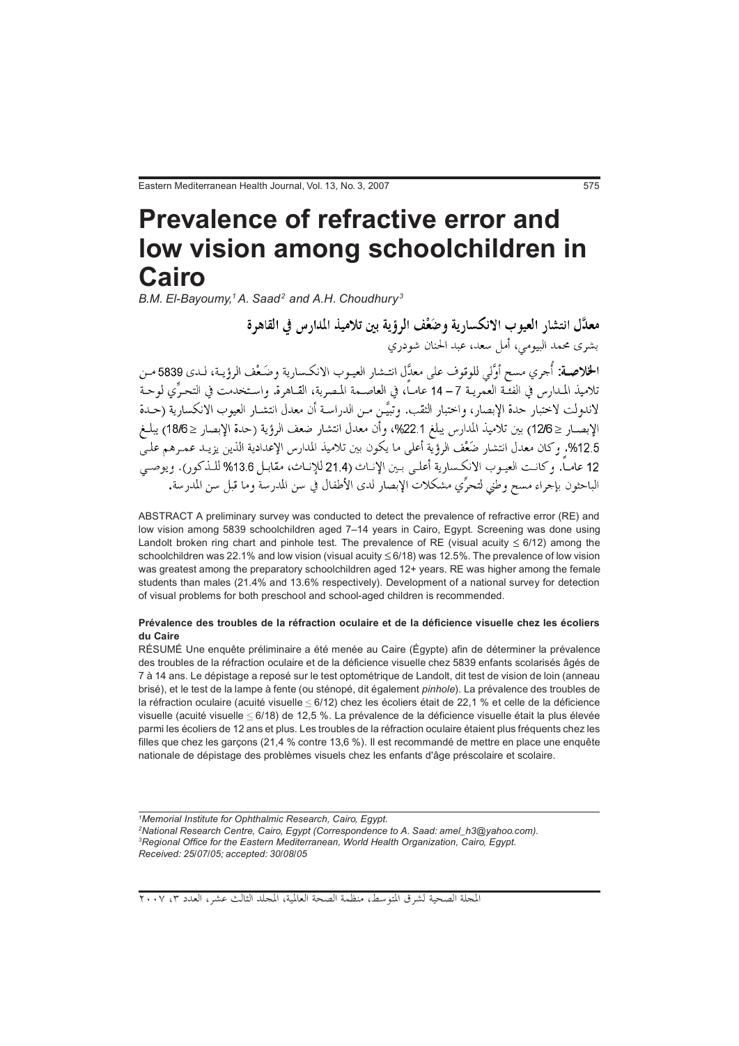# Prevalence of refractive error and low vision among schoolchildren in Cairo

*B.M. El-Bayoumy,[1] A. Saad[2] and A.H. Choudhury[3]*

**معدَّل انتشار العيوب الانكسارية وضَعْف الرؤية بين تلاميذ المدارس في القاهرة**

بشرى محمد البيومي، أمل سعد، عبد الحنان شودري

**الخلاصـة:** أُجري مسح أوَّلي للوقوف على معدَّل انتشار العيوب الانكسارية وضَعْف الرؤية، لدى 5839 من تلاميذ المدارس في الفئة العمرية 7 – 14 عاماً، في العاصمة المصرية، القاهرة. واستخدمت في التحرِّي لوحة لاندولت لاختبار حدة الإبصار، واختبار الثقب. وتبيَّن من الدراسة أن معدل انتشار العيوب الانكسارية (حدة الإبصار ≤ 12/6) بين تلاميذ المدارس يبلغ 22.1%، وأن معدل انتشار ضعف الرؤية (حدة الإبصار ≤ 18/6) يبلغ 12.5%. وكان معدل انتشار ضَعْف الرؤية أعلى ما يكون بين تلاميذ المدارس الإعدادية الذين يزيد عمرهم على 12 عاماً. وكانت العيوب الانكسارية أعلى بين الإناث (21.4 للإناث، مقابل 13.6% للذكور). ويوصي الباحثون بإجراء مسح وطني لتحرِّي مشكلات الإبصار لدى الأطفال في سن المدرسة وما قبل سن المدرسة.

ABSTRACT A preliminary survey was conducted to detect the prevalence of refractive error (RE) and low vision among 5839 schoolchildren aged 7–14 years in Cairo, Egypt. Screening was done using Landolt broken ring chart and pinhole test. The prevalence of RE (visual acuity ≤ 6/12) among the schoolchildren was 22.1% and low vision (visual acuity ≤ 6/18) was 12.5%. The prevalence of low vision was greatest among the preparatory schoolchildren aged 12+ years. RE was higher among the female students than males (21.4% and 13.6% respectively). Development of a national survey for detection of visual problems for both preschool and school-aged children is recommended.

**Prévalence des troubles de la réfraction oculaire et de la déficience visuelle chez les écoliers du Caire**

RÉSUMÉ Une enquête préliminaire a été menée au Caire (Égypte) afin de déterminer la prévalence des troubles de la réfraction oculaire et de la déficience visuelle chez 5839 enfants scolarisés âgés de 7 à 14 ans. Le dépistage a reposé sur le test optométrique de Landolt, dit test de vision de loin (anneau brisé), et le test de la lampe à fente (ou sténopé, dit également *pinhole*). La prévalence des troubles de la réfraction oculaire (acuité visuelle ≤ 6/12) chez les écoliers était de 22,1 % et celle de la déficience visuelle (acuité visuelle ≤ 6/18) de 12,5 %. La prévalence de la déficience visuelle était la plus élevée parmi les écoliers de 12 ans et plus. Les troubles de la réfraction oculaire étaient plus fréquents chez les filles que chez les garçons (21,4 % contre 13,6 %). Il est recommandé de mettre en place une enquête nationale de dépistage des problèmes visuels chez les enfants d'âge préscolaire et scolaire.

---

*[1]Memorial Institute for Ophthalmic Research, Cairo, Egypt.*
*[2]National Research Centre, Cairo, Egypt (Correspondence to A. Saad: amel_h3@yahoo.com).*
*[3]Regional Office for the Eastern Mediterranean, World Health Organization, Cairo, Egypt.*
*Received: 25/07/05; accepted: 30/08/05*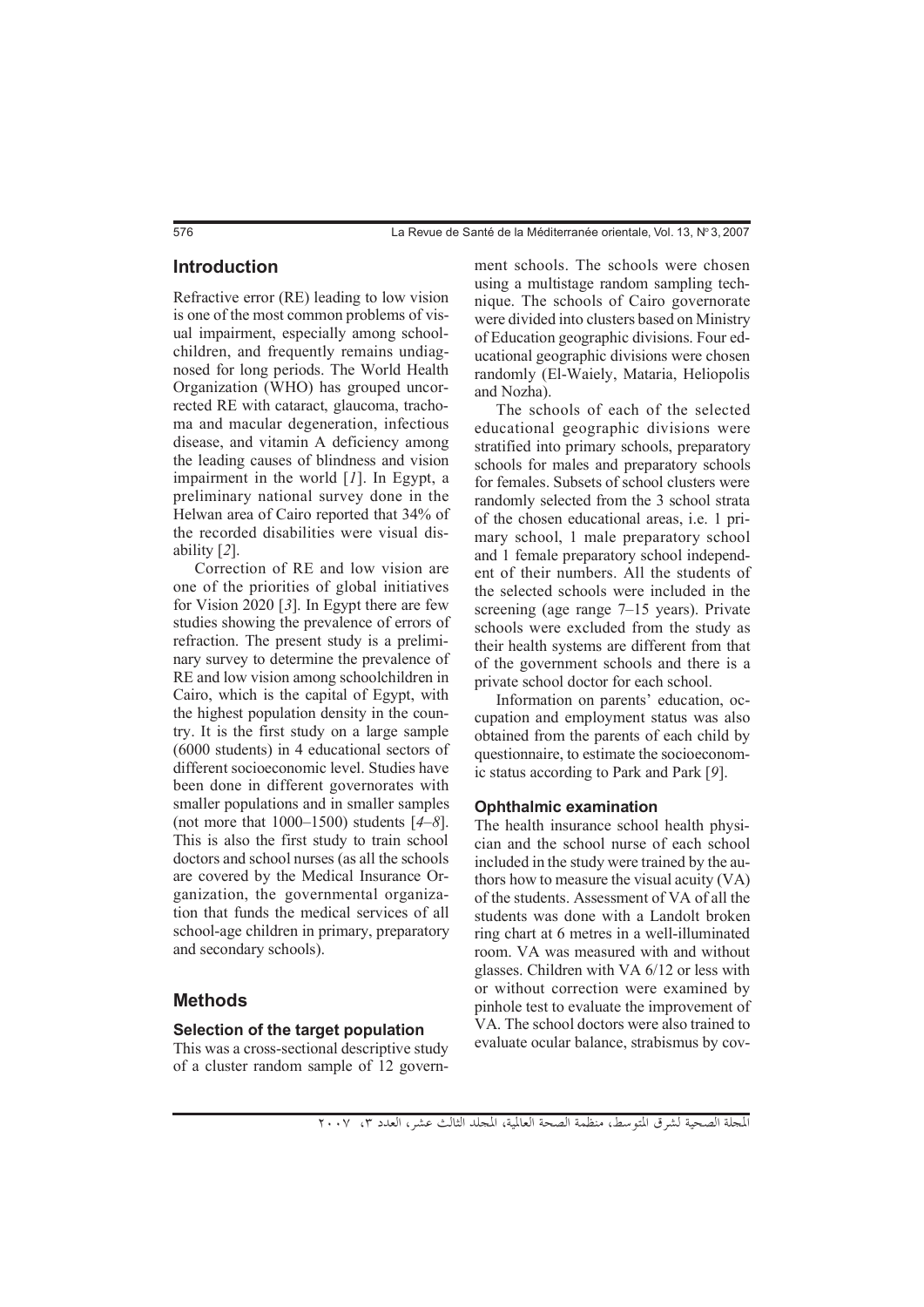## Introduction

Refractive error (RE) leading to low vision is one of the most common problems of visual impairment, especially among schoolchildren, and frequently remains undiagnosed for long periods. The World Health Organization (WHO) has grouped uncorrected RE with cataract, glaucoma, trachoma and macular degeneration, infectious disease, and vitamin A deficiency among the leading causes of blindness and vision impairment in the world [*1*]. In Egypt, a preliminary national survey done in the Helwan area of Cairo reported that 34% of the recorded disabilities were visual disability [*2*].

Correction of RE and low vision are one of the priorities of global initiatives for Vision 2020 [*3*]. In Egypt there are few studies showing the prevalence of errors of refraction. The present study is a preliminary survey to determine the prevalence of RE and low vision among schoolchildren in Cairo, which is the capital of Egypt, with the highest population density in the country. It is the first study on a large sample (6000 students) in 4 educational sectors of different socioeconomic level. Studies have been done in different governorates with smaller populations and in smaller samples (not more that 1000–1500) students [*4–8*]. This is also the first study to train school doctors and school nurses (as all the schools are covered by the Medical Insurance Organization, the governmental organization that funds the medical services of all school-age children in primary, preparatory and secondary schools).

## Methods

### Selection of the target population

This was a cross-sectional descriptive study of a cluster random sample of 12 government schools. The schools were chosen using a multistage random sampling technique. The schools of Cairo governorate were divided into clusters based on Ministry of Education geographic divisions. Four educational geographic divisions were chosen randomly (El-Waiely, Mataria, Heliopolis and Nozha).

The schools of each of the selected educational geographic divisions were stratified into primary schools, preparatory schools for males and preparatory schools for females. Subsets of school clusters were randomly selected from the 3 school strata of the chosen educational areas, i.e. 1 primary school, 1 male preparatory school and 1 female preparatory school independent of their numbers. All the students of the selected schools were included in the screening (age range 7–15 years). Private schools were excluded from the study as their health systems are different from that of the government schools and there is a private school doctor for each school.

Information on parents' education, occupation and employment status was also obtained from the parents of each child by questionnaire, to estimate the socioeconomic status according to Park and Park [*9*].

### Ophthalmic examination

The health insurance school health physician and the school nurse of each school included in the study were trained by the authors how to measure the visual acuity (VA) of the students. Assessment of VA of all the students was done with a Landolt broken ring chart at 6 metres in a well-illuminated room. VA was measured with and without glasses. Children with VA 6/12 or less with or without correction were examined by pinhole test to evaluate the improvement of VA. The school doctors were also trained to evaluate ocular balance, strabismus by cov-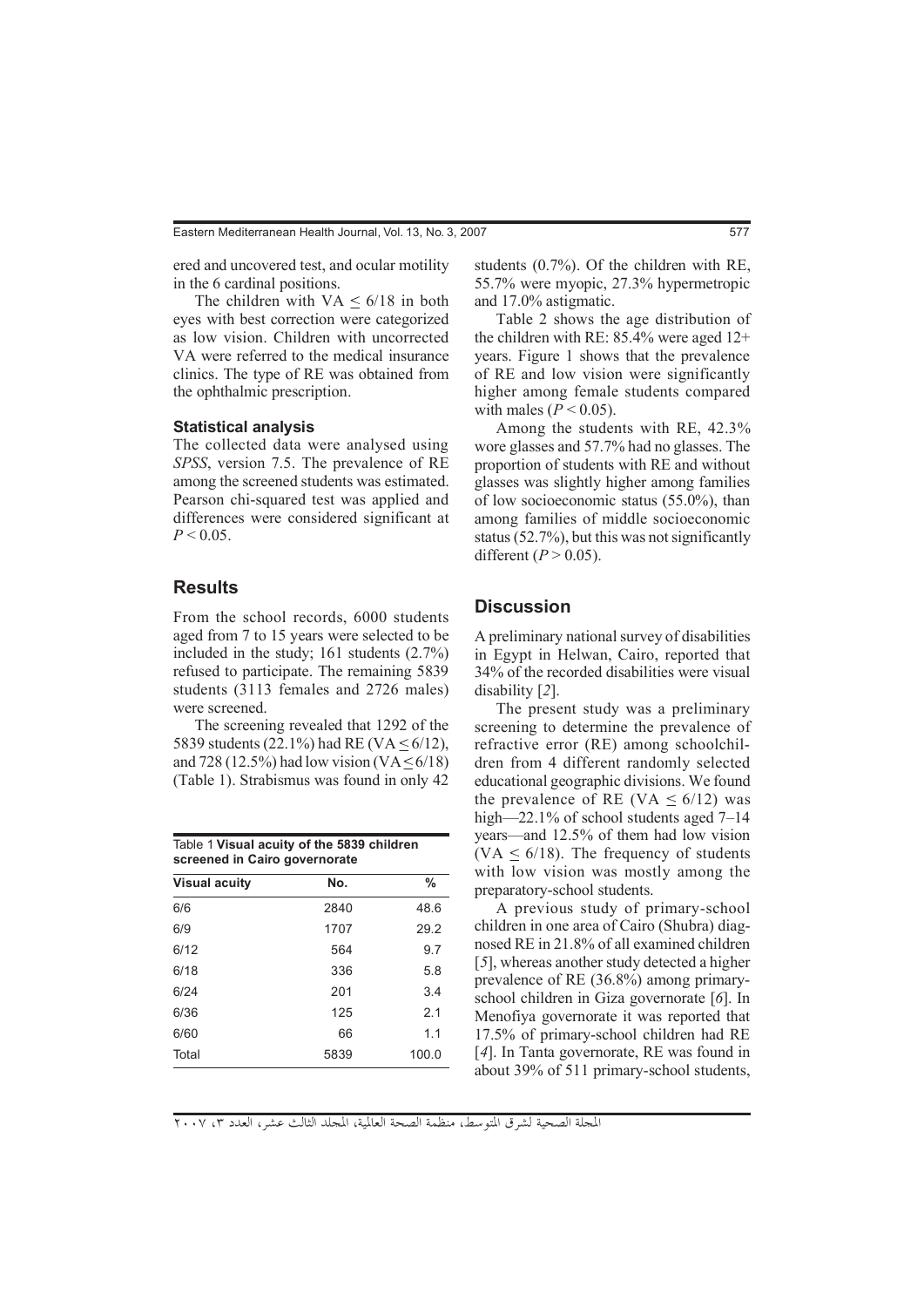ered and uncovered test, and ocular motility in the 6 cardinal positions.

The children with VA ≤ 6/18 in both eyes with best correction were categorized as low vision. Children with uncorrected VA were referred to the medical insurance clinics. The type of RE was obtained from the ophthalmic prescription.

### Statistical analysis

The collected data were analysed using *SPSS*, version 7.5. The prevalence of RE among the screened students was estimated. Pearson chi-squared test was applied and differences were considered significant at $P < 0.05$.

## Results

From the school records, 6000 students aged from 7 to 15 years were selected to be included in the study; 161 students (2.7%) refused to participate. The remaining 5839 students (3113 females and 2726 males) were screened.

The screening revealed that 1292 of the 5839 students (22.1%) had RE (VA ≤ 6/12), and 728 (12.5%) had low vision (VA ≤ 6/18) (Table 1). Strabismus was found in only 42 students (0.7%). Of the children with RE, 55.7% were myopic, 27.3% hypermetropic and 17.0% astigmatic.

Table 1 **Visual acuity of the 5839 children screened in Cairo governorate**

| Visual acuity | No. | % |
|---|---|---|
| 6/6 | 2840 | 48.6 |
| 6/9 | 1707 | 29.2 |
| 6/12 | 564 | 9.7 |
| 6/18 | 336 | 5.8 |
| 6/24 | 201 | 3.4 |
| 6/36 | 125 | 2.1 |
| 6/60 | 66 | 1.1 |
| Total | 5839 | 100.0 |

Table 2 shows the age distribution of the children with RE: 85.4% were aged 12+ years. Figure 1 shows that the prevalence of RE and low vision were significantly higher among female students compared with males ($P < 0.05$).

Among the students with RE, 42.3% wore glasses and 57.7% had no glasses. The proportion of students with RE and without glasses was slightly higher among families of low socioeconomic status (55.0%), than among families of middle socioeconomic status (52.7%), but this was not significantly different ($P > 0.05$).

## Discussion

A preliminary national survey of disabilities in Egypt in Helwan, Cairo, reported that 34% of the recorded disabilities were visual disability [*2*].

The present study was a preliminary screening to determine the prevalence of refractive error (RE) among schoolchildren from 4 different randomly selected educational geographic divisions. We found the prevalence of RE (VA ≤ 6/12) was high—22.1% of school students aged 7–14 years—and 12.5% of them had low vision (VA ≤ 6/18). The frequency of students with low vision was mostly among the preparatory-school students.

A previous study of primary-school children in one area of Cairo (Shubra) diagnosed RE in 21.8% of all examined children [*5*], whereas another study detected a higher prevalence of RE (36.8%) among primary-school children in Giza governorate [*6*]. In Menofiya governorate it was reported that 17.5% of primary-school children had RE [*4*]. In Tanta governorate, RE was found in about 39% of 511 primary-school students,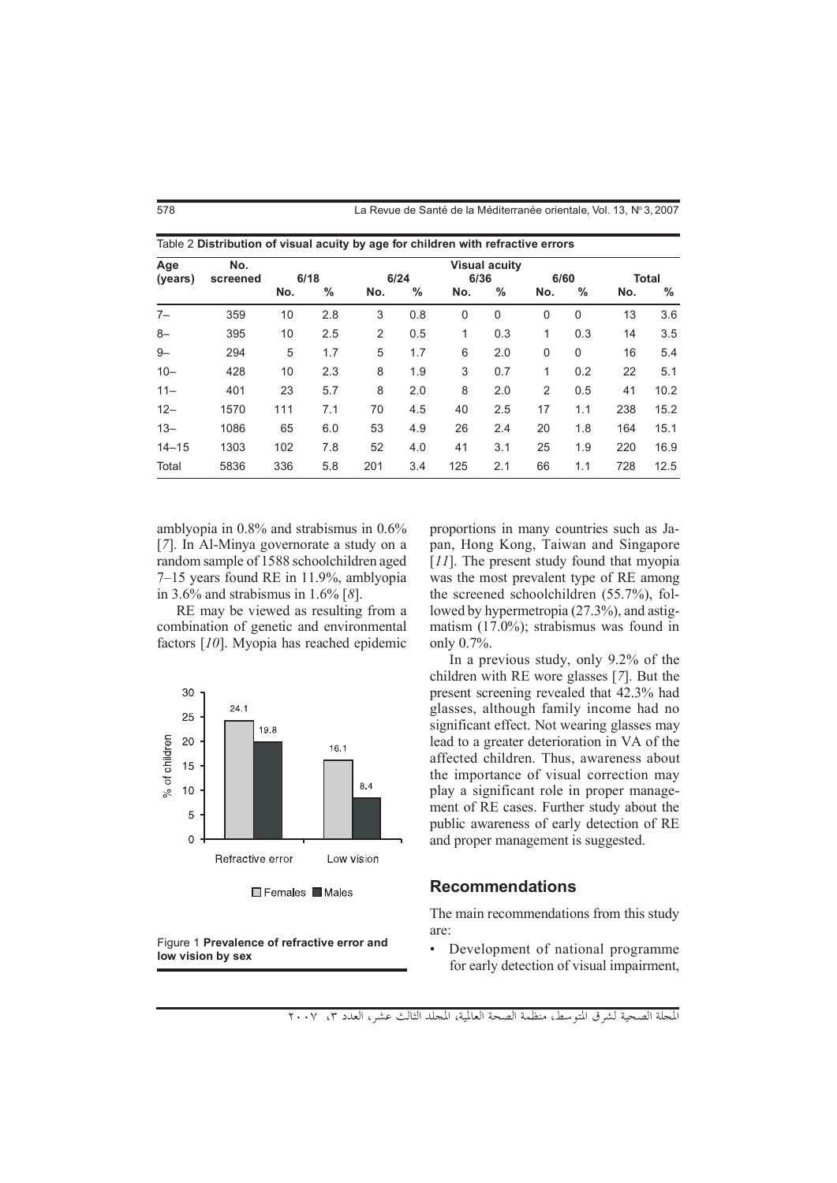Table 2 **Distribution of visual acuity by age for children with refractive errors**

| Age (years) | No. screened | Visual acuity 6/18 | | 6/24 | | 6/36 | | 6/60 | | Total | |
|---|---|---|---|---|---|---|---|---|---|---|---|
| | | No. | % | No. | % | No. | % | No. | % | No. | % |
| 7– | 359 | 10 | 2.8 | 3 | 0.8 | 0 | 0 | 0 | 0 | 13 | 3.6 |
| 8– | 395 | 10 | 2.5 | 2 | 0.5 | 1 | 0.3 | 1 | 0.3 | 14 | 3.5 |
| 9– | 294 | 5 | 1.7 | 5 | 1.7 | 6 | 2.0 | 0 | 0 | 16 | 5.4 |
| 10– | 428 | 10 | 2.3 | 8 | 1.9 | 3 | 0.7 | 1 | 0.2 | 22 | 5.1 |
| 11– | 401 | 23 | 5.7 | 8 | 2.0 | 8 | 2.0 | 2 | 0.5 | 41 | 10.2 |
| 12– | 1570 | 111 | 7.1 | 70 | 4.5 | 40 | 2.5 | 17 | 1.1 | 238 | 15.2 |
| 13– | 1086 | 65 | 6.0 | 53 | 4.9 | 26 | 2.4 | 20 | 1.8 | 164 | 15.1 |
| 14–15 | 1303 | 102 | 7.8 | 52 | 4.0 | 41 | 3.1 | 25 | 1.9 | 220 | 16.9 |
| Total | 5836 | 336 | 5.8 | 201 | 3.4 | 125 | 2.1 | 66 | 1.1 | 728 | 12.5 |

amblyopia in 0.8% and strabismus in 0.6% [7]. In Al-Minya governorate a study on a random sample of 1588 schoolchildren aged 7–15 years found RE in 11.9%, amblyopia in 3.6% and strabismus in 1.6% [8].

RE may be viewed as resulting from a combination of genetic and environmental factors [10]. Myopia has reached epidemic proportions in many countries such as Japan, Hong Kong, Taiwan and Singapore [11]. The present study found that myopia was the most prevalent type of RE among the screened schoolchildren (55.7%), followed by hypermetropia (27.3%), and astigmatism (17.0%); strabismus was found in only 0.7%.

In a previous study, only 9.2% of the children with RE wore glasses [7]. But the present screening revealed that 42.3% had glasses, although family income had no significant effect. Not wearing glasses may lead to a greater deterioration in VA of the affected children. Thus, awareness about the importance of visual correction may play a significant role in proper management of RE cases. Further study about the public awareness of early detection of RE and proper management is suggested.

Figure 1 **Prevalence of refractive error and low vision by sex**

## Recommendations

The main recommendations from this study are:

- Development of national programme for early detection of visual impairment,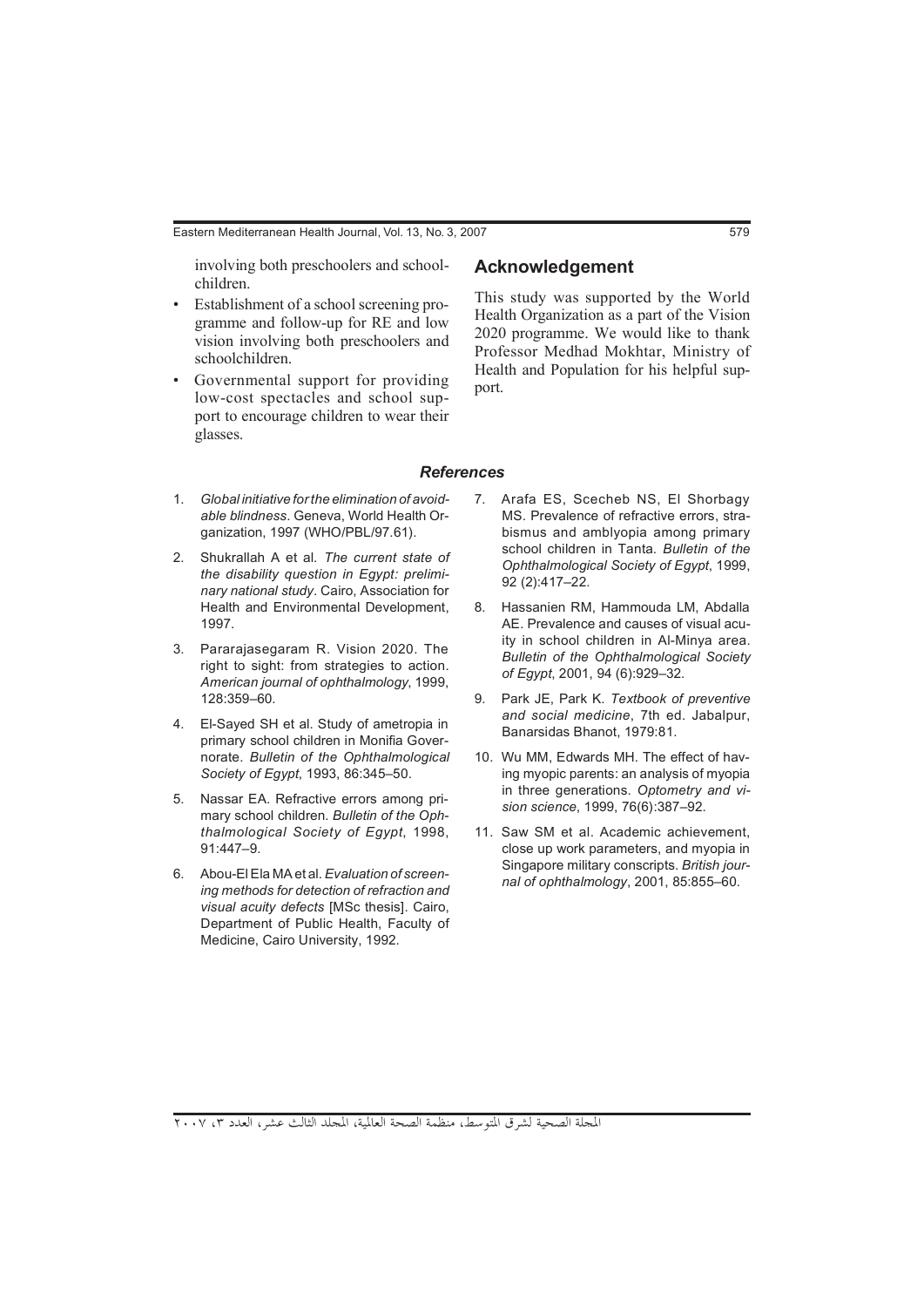involving both preschoolers and schoolchildren.

- Establishment of a school screening programme and follow-up for RE and low vision involving both preschoolers and schoolchildren.
- Governmental support for providing low-cost spectacles and school support to encourage children to wear their glasses.

## Acknowledgement

This study was supported by the World Health Organization as a part of the Vision 2020 programme. We would like to thank Professor Medhad Mokhtar, Ministry of Health and Population for his helpful support.

### *References*

1. *Global initiative for the elimination of avoidable blindness*. Geneva, World Health Organization, 1997 (WHO/PBL/97.61).
2. Shukrallah A et al. *The current state of the disability question in Egypt: preliminary national study*. Cairo, Association for Health and Environmental Development, 1997.
3. Pararajasegaram R. Vision 2020. The right to sight: from strategies to action. *American journal of ophthalmology*, 1999, 128:359–60.
4. El-Sayed SH et al. Study of ametropia in primary school children in Monifia Governorate. *Bulletin of the Ophthalmological Society of Egypt*, 1993, 86:345–50.
5. Nassar EA. Refractive errors among primary school children. *Bulletin of the Ophthalmological Society of Egypt*, 1998, 91:447–9.
6. Abou-El Ela MA et al. *Evaluation of screening methods for detection of refraction and visual acuity defects* [MSc thesis]. Cairo, Department of Public Health, Faculty of Medicine, Cairo University, 1992.
7. Arafa ES, Scecheb NS, El Shorbagy MS. Prevalence of refractive errors, strabismus and amblyopia among primary school children in Tanta. *Bulletin of the Ophthalmological Society of Egypt*, 1999, 92 (2):417–22.
8. Hassanien RM, Hammouda LM, Abdalla AE. Prevalence and causes of visual acuity in school children in Al-Minya area. *Bulletin of the Ophthalmological Society of Egypt*, 2001, 94 (6):929–32.
9. Park JE, Park K. *Textbook of preventive and social medicine*, 7th ed. Jabalpur, Banarsidas Bhanot, 1979:81.
10. Wu MM, Edwards MH. The effect of having myopic parents: an analysis of myopia in three generations. *Optometry and vision science*, 1999, 76(6):387–92.
11. Saw SM et al. Academic achievement, close up work parameters, and myopia in Singapore military conscripts. *British journal of ophthalmology*, 2001, 85:855–60.